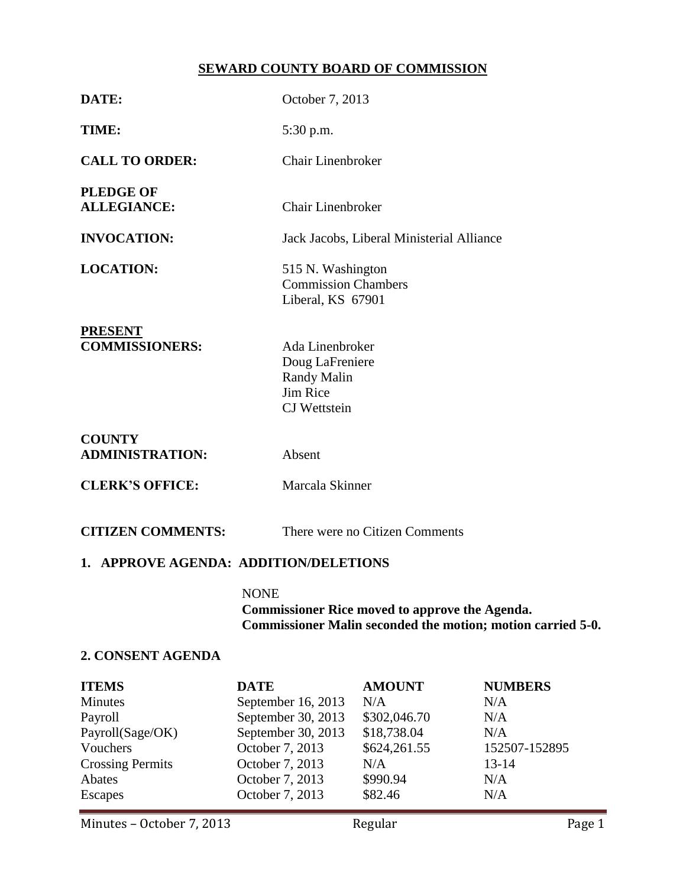# SEWARD COUNTY BOARD OF COMMISSION

**DATE:** October 7, 2013

**TIME:** 5:30 p.m.

**CALL TO ORDER:** Chair Linenbroker

**PLEDGE OF ALLEGIANCE:** Chair Linenbroker

**INVOCATION:** Jack Jacobs, Liberal Ministerial Alliance

**LOCATION:** 515 N. Washington
Commission Chambers
Liberal, KS 67901

**PRESENT COMMISSIONERS:**
Ada Linenbroker
Doug LaFreniere
Randy Malin
Jim Rice
CJ Wettstein

**COUNTY ADMINISTRATION:** Absent

**CLERK'S OFFICE:** Marcala Skinner

**CITIZEN COMMENTS:** There were no Citizen Comments

## 1. APPROVE AGENDA: ADDITION/DELETIONS

NONE

**Commissioner Rice moved to approve the Agenda.**
**Commissioner Malin seconded the motion; motion carried 5-0.**

## 2. CONSENT AGENDA

| ITEMS | DATE | AMOUNT | NUMBERS |
|---|---|---|---|
| Minutes | September 16, 2013 | N/A | N/A |
| Payroll | September 30, 2013 | $302,046.70 | N/A |
| Payroll(Sage/OK) | September 30, 2013 | $18,738.04 | N/A |
| Vouchers | October 7, 2013 | $624,261.55 | 152507-152895 |
| Crossing Permits | October 7, 2013 | N/A | 13-14 |
| Abates | October 7, 2013 | $990.94 | N/A |
| Escapes | October 7, 2013 | $82.46 | N/A |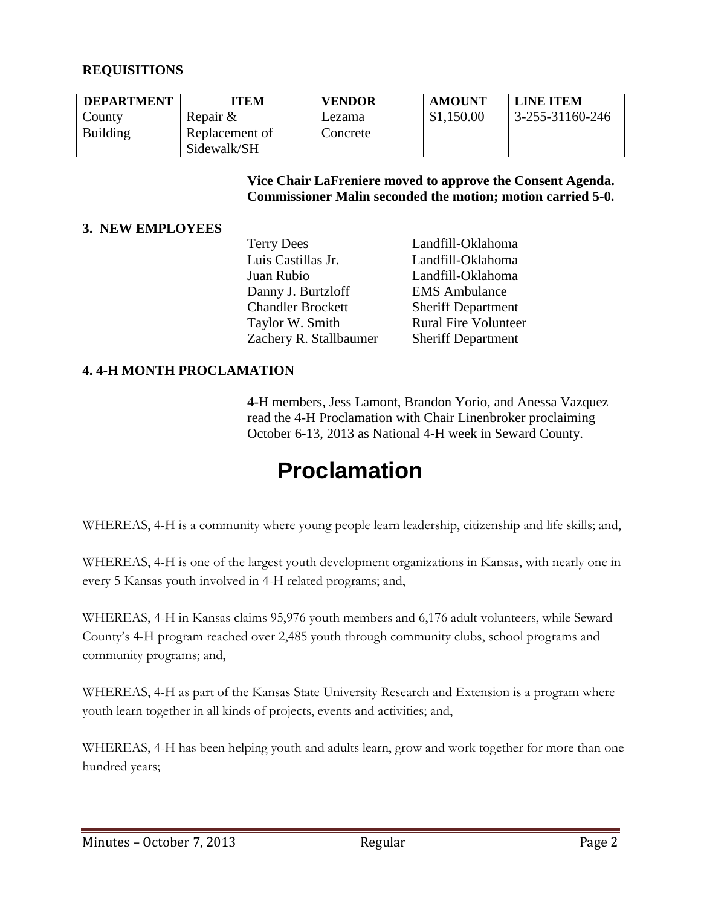## REQUISITIONS

| DEPARTMENT | ITEM | VENDOR | AMOUNT | LINE ITEM |
|---|---|---|---|---|
| County Building | Repair & Replacement of Sidewalk/SH | Lezama Concrete | $1,150.00 | 3-255-31160-246 |

**Vice Chair LaFreniere moved to approve the Consent Agenda. Commissioner Malin seconded the motion; motion carried 5-0.**

## 3. NEW EMPLOYEES

| | |
|---|---|
| Terry Dees | Landfill-Oklahoma |
| Luis Castillas Jr. | Landfill-Oklahoma |
| Juan Rubio | Landfill-Oklahoma |
| Danny J. Burtzloff | EMS Ambulance |
| Chandler Brockett | Sheriff Department |
| Taylor W. Smith | Rural Fire Volunteer |
| Zachery R. Stallbaumer | Sheriff Department |

## 4. 4-H MONTH PROCLAMATION

4-H members, Jess Lamont, Brandon Yorio, and Anessa Vazquez read the 4-H Proclamation with Chair Linenbroker proclaiming October 6-13, 2013 as National 4-H week in Seward County.

# Proclamation

WHEREAS, 4-H is a community where young people learn leadership, citizenship and life skills; and,

WHEREAS, 4-H is one of the largest youth development organizations in Kansas, with nearly one in every 5 Kansas youth involved in 4-H related programs; and,

WHEREAS, 4-H in Kansas claims 95,976 youth members and 6,176 adult volunteers, while Seward County's 4-H program reached over 2,485 youth through community clubs, school programs and community programs; and,

WHEREAS, 4-H as part of the Kansas State University Research and Extension is a program where youth learn together in all kinds of projects, events and activities; and,

WHEREAS, 4-H has been helping youth and adults learn, grow and work together for more than one hundred years;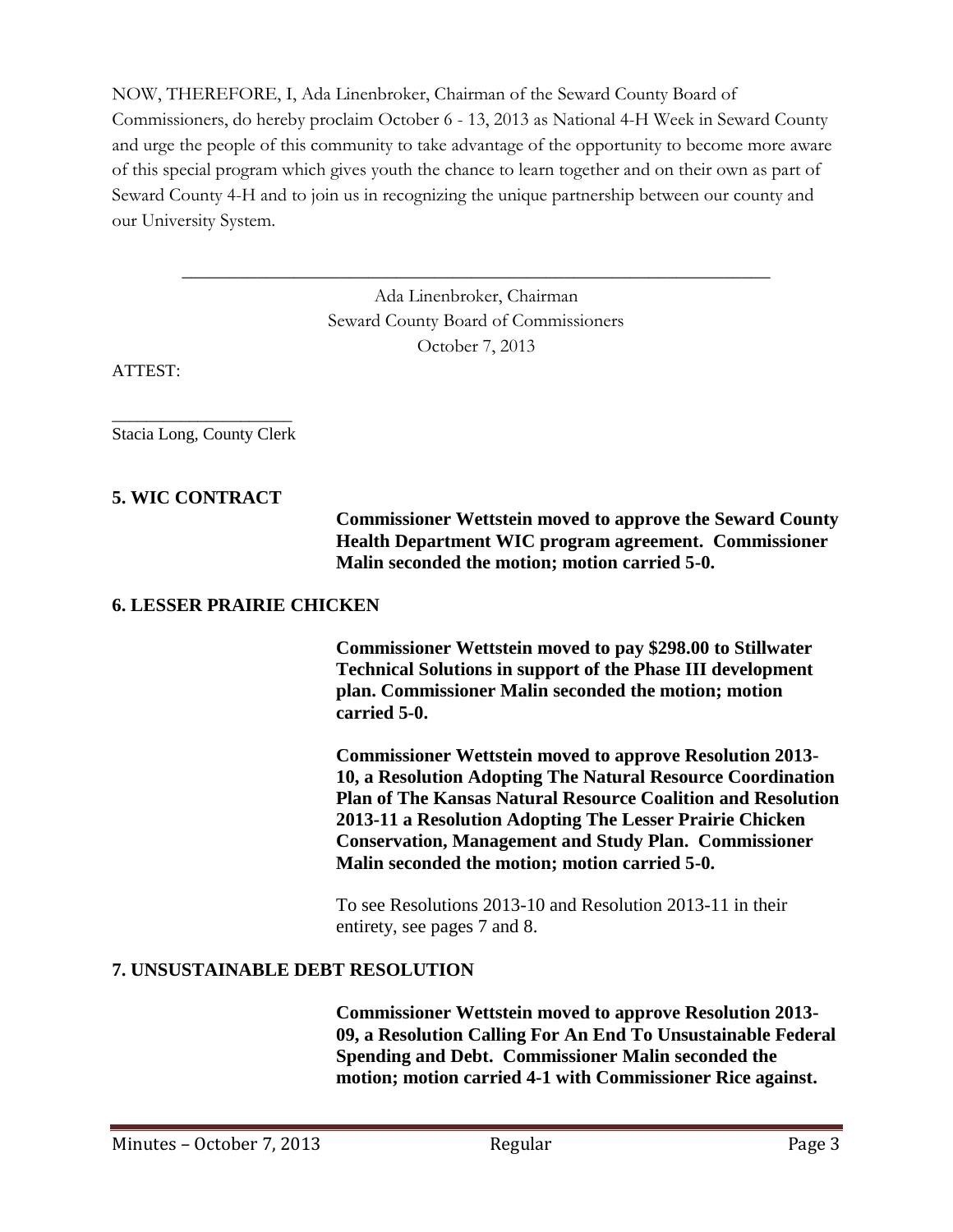NOW, THEREFORE, I, Ada Linenbroker, Chairman of the Seward County Board of Commissioners, do hereby proclaim October 6 - 13, 2013 as National 4-H Week in Seward County and urge the people of this community to take advantage of the opportunity to become more aware of this special program which gives youth the chance to learn together and on their own as part of Seward County 4-H and to join us in recognizing the unique partnership between our county and our University System.

\_\_\_\_\_\_\_\_\_\_\_\_\_\_\_\_\_\_\_\_\_\_\_\_\_\_\_\_\_\_\_\_\_\_\_\_\_\_\_\_\_\_\_\_\_\_\_\_\_\_

Ada Linenbroker, Chairman
Seward County Board of Commissioners
October 7, 2013

ATTEST:

\_\_\_\_\_\_\_\_\_\_\_\_\_\_\_\_\_\_\_\_

Stacia Long, County Clerk

## 5. WIC CONTRACT

**Commissioner Wettstein moved to approve the Seward County Health Department WIC program agreement. Commissioner Malin seconded the motion; motion carried 5-0.**

## 6. LESSER PRAIRIE CHICKEN

**Commissioner Wettstein moved to pay $298.00 to Stillwater Technical Solutions in support of the Phase III development plan. Commissioner Malin seconded the motion; motion carried 5-0.**

**Commissioner Wettstein moved to approve Resolution 2013-10, a Resolution Adopting The Natural Resource Coordination Plan of The Kansas Natural Resource Coalition and Resolution 2013-11 a Resolution Adopting The Lesser Prairie Chicken Conservation, Management and Study Plan. Commissioner Malin seconded the motion; motion carried 5-0.**

To see Resolutions 2013-10 and Resolution 2013-11 in their entirety, see pages 7 and 8.

## 7. UNSUSTAINABLE DEBT RESOLUTION

**Commissioner Wettstein moved to approve Resolution 2013-09, a Resolution Calling For An End To Unsustainable Federal Spending and Debt. Commissioner Malin seconded the motion; motion carried 4-1 with Commissioner Rice against.**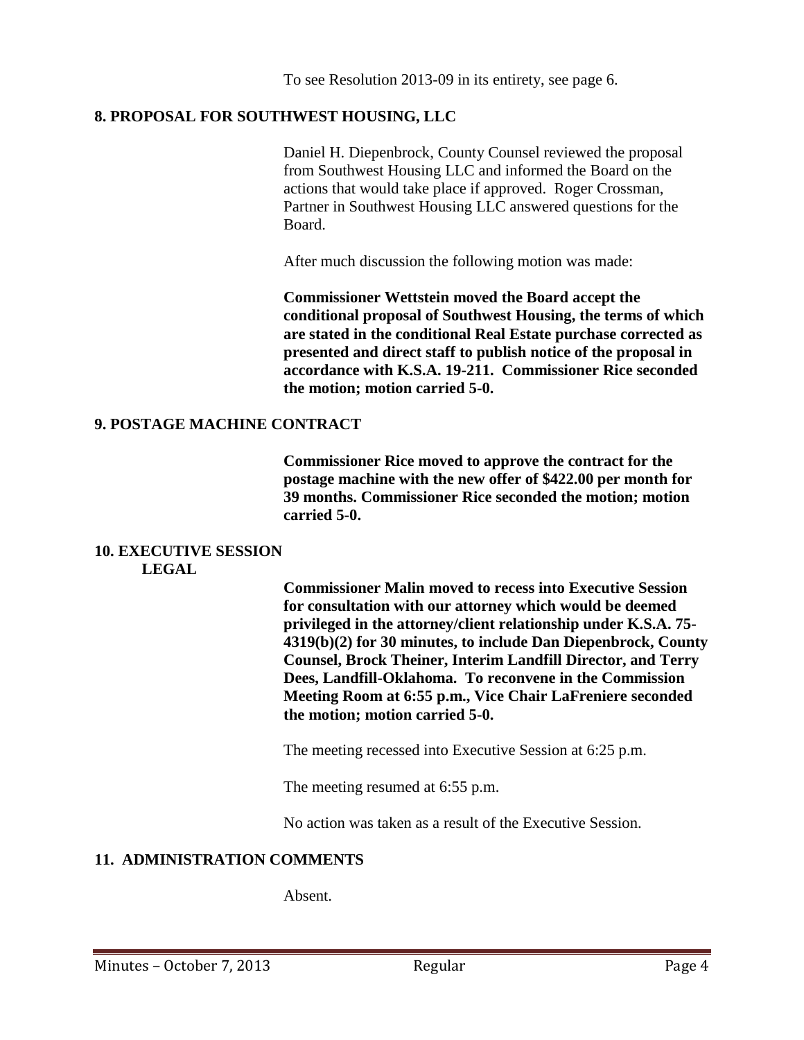To see Resolution 2013-09 in its entirety, see page 6.

## 8. PROPOSAL FOR SOUTHWEST HOUSING, LLC

Daniel H. Diepenbrock, County Counsel reviewed the proposal from Southwest Housing LLC and informed the Board on the actions that would take place if approved. Roger Crossman, Partner in Southwest Housing LLC answered questions for the Board.

After much discussion the following motion was made:

**Commissioner Wettstein moved the Board accept the conditional proposal of Southwest Housing, the terms of which are stated in the conditional Real Estate purchase corrected as presented and direct staff to publish notice of the proposal in accordance with K.S.A. 19-211. Commissioner Rice seconded the motion; motion carried 5-0.**

## 9. POSTAGE MACHINE CONTRACT

**Commissioner Rice moved to approve the contract for the postage machine with the new offer of $422.00 per month for 39 months. Commissioner Rice seconded the motion; motion carried 5-0.**

## 10. EXECUTIVE SESSION LEGAL

**Commissioner Malin moved to recess into Executive Session for consultation with our attorney which would be deemed privileged in the attorney/client relationship under K.S.A. 75-4319(b)(2) for 30 minutes, to include Dan Diepenbrock, County Counsel, Brock Theiner, Interim Landfill Director, and Terry Dees, Landfill-Oklahoma. To reconvene in the Commission Meeting Room at 6:55 p.m., Vice Chair LaFreniere seconded the motion; motion carried 5-0.**

The meeting recessed into Executive Session at 6:25 p.m.

The meeting resumed at 6:55 p.m.

No action was taken as a result of the Executive Session.

## 11. ADMINISTRATION COMMENTS

Absent.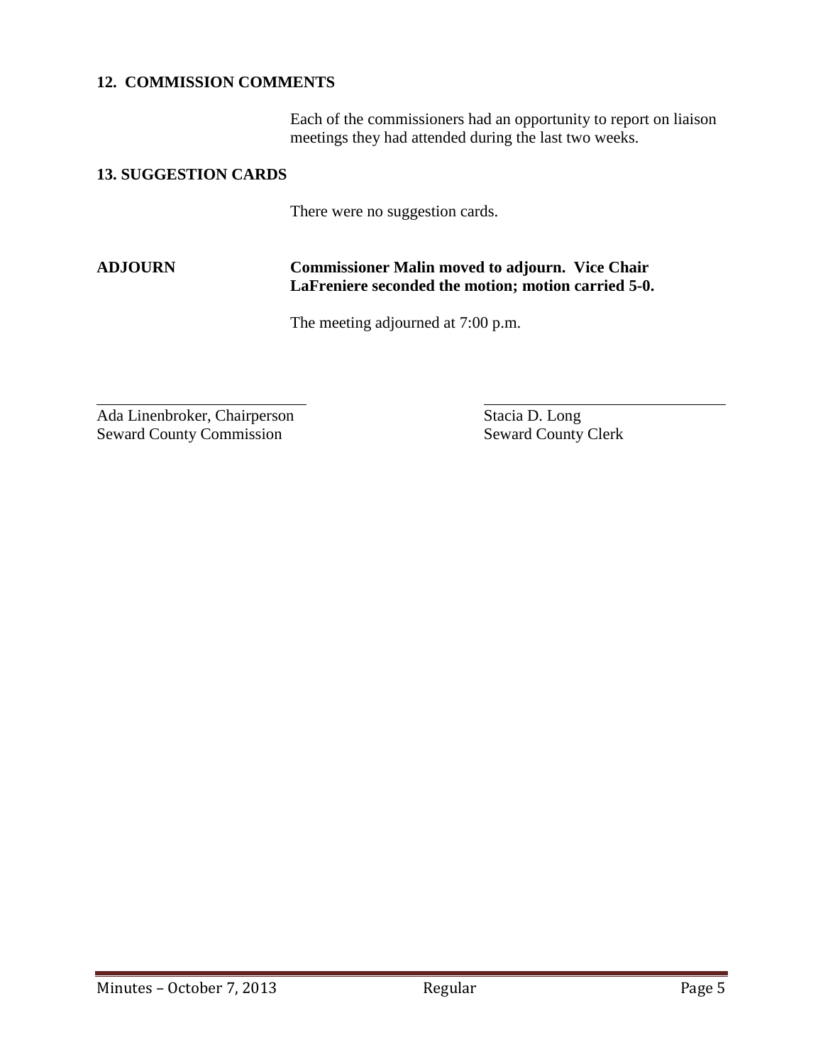**12. COMMISSION COMMENTS**

Each of the commissioners had an opportunity to report on liaison meetings they had attended during the last two weeks.

**13. SUGGESTION CARDS**

There were no suggestion cards.

**ADJOURN**

**Commissioner Malin moved to adjourn. Vice Chair LaFreniere seconded the motion; motion carried 5-0.**

The meeting adjourned at 7:00 p.m.

\_\_\_\_\_\_\_\_\_\_\_\_\_\_\_\_\_\_\_\_\_\_\_\_\_\_\_\_
Ada Linenbroker, Chairperson
Seward County Commission

\_\_\_\_\_\_\_\_\_\_\_\_\_\_\_\_\_\_\_\_\_\_\_\_\_\_\_\_
Stacia D. Long
Seward County Clerk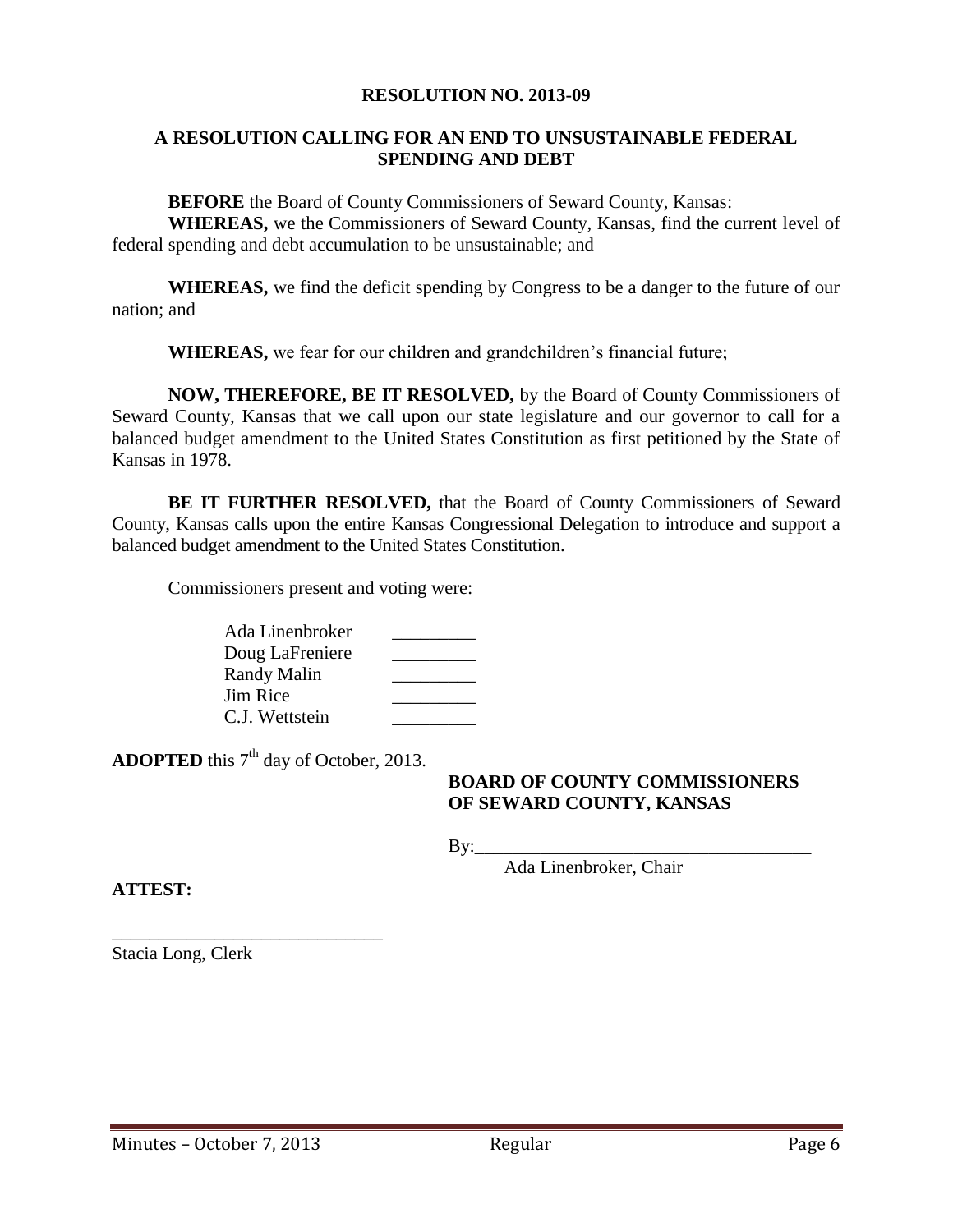**RESOLUTION NO. 2013-09**

**A RESOLUTION CALLING FOR AN END TO UNSUSTAINABLE FEDERAL SPENDING AND DEBT**

**BEFORE** the Board of County Commissioners of Seward County, Kansas:

**WHEREAS,** we the Commissioners of Seward County, Kansas, find the current level of federal spending and debt accumulation to be unsustainable; and

**WHEREAS,** we find the deficit spending by Congress to be a danger to the future of our nation; and

**WHEREAS,** we fear for our children and grandchildren's financial future;

**NOW, THEREFORE, BE IT RESOLVED,** by the Board of County Commissioners of Seward County, Kansas that we call upon our state legislature and our governor to call for a balanced budget amendment to the United States Constitution as first petitioned by the State of Kansas in 1978.

**BE IT FURTHER RESOLVED,** that the Board of County Commissioners of Seward County, Kansas calls upon the entire Kansas Congressional Delegation to introduce and support a balanced budget amendment to the United States Constitution.

Commissioners present and voting were:

| | |
|---|---|
| Ada Linenbroker | _________ |
| Doug LaFreniere | _________ |
| Randy Malin | _________ |
| Jim Rice | _________ |
| C.J. Wettstein | _________ |

**ADOPTED** this 7th day of October, 2013.

**BOARD OF COUNTY COMMISSIONERS OF SEWARD COUNTY, KANSAS**

By:___________________________________

Ada Linenbroker, Chair

**ATTEST:**

_____________________________

Stacia Long, Clerk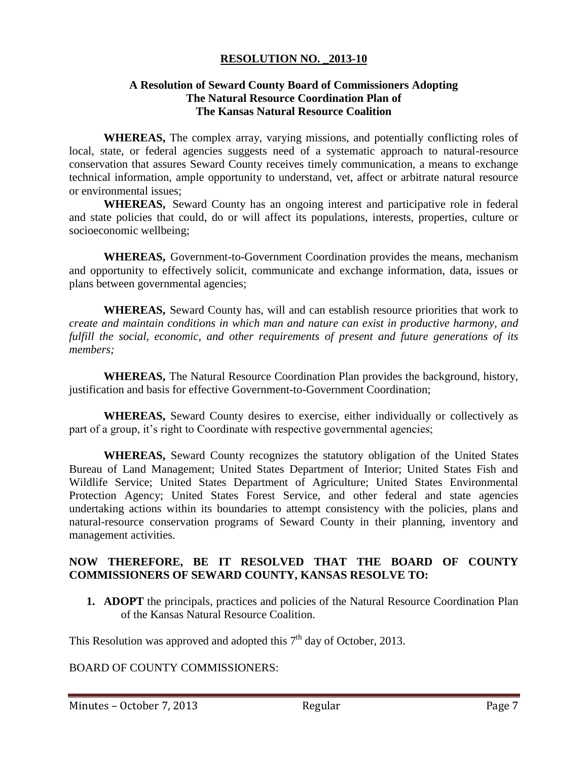**RESOLUTION NO. _2013-10**

**A Resolution of Seward County Board of Commissioners Adopting The Natural Resource Coordination Plan of The Kansas Natural Resource Coalition**

**WHEREAS,** The complex array, varying missions, and potentially conflicting roles of local, state, or federal agencies suggests need of a systematic approach to natural-resource conservation that assures Seward County receives timely communication, a means to exchange technical information, ample opportunity to understand, vet, affect or arbitrate natural resource or environmental issues;

**WHEREAS,** Seward County has an ongoing interest and participative role in federal and state policies that could, do or will affect its populations, interests, properties, culture or socioeconomic wellbeing;

**WHEREAS,** Government-to-Government Coordination provides the means, mechanism and opportunity to effectively solicit, communicate and exchange information, data, issues or plans between governmental agencies;

**WHEREAS,** Seward County has, will and can establish resource priorities that work to *create and maintain conditions in which man and nature can exist in productive harmony, and fulfill the social, economic, and other requirements of present and future generations of its members;*

**WHEREAS,** The Natural Resource Coordination Plan provides the background, history, justification and basis for effective Government-to-Government Coordination;

**WHEREAS,** Seward County desires to exercise, either individually or collectively as part of a group, it's right to Coordinate with respective governmental agencies;

**WHEREAS,** Seward County recognizes the statutory obligation of the United States Bureau of Land Management; United States Department of Interior; United States Fish and Wildlife Service; United States Department of Agriculture; United States Environmental Protection Agency; United States Forest Service, and other federal and state agencies undertaking actions within its boundaries to attempt consistency with the policies, plans and natural-resource conservation programs of Seward County in their planning, inventory and management activities.

**NOW THEREFORE, BE IT RESOLVED THAT THE BOARD OF COUNTY COMMISSIONERS OF SEWARD COUNTY, KANSAS RESOLVE TO:**

1. **ADOPT** the principals, practices and policies of the Natural Resource Coordination Plan of the Kansas Natural Resource Coalition.

This Resolution was approved and adopted this 7th day of October, 2013.

BOARD OF COUNTY COMMISSIONERS: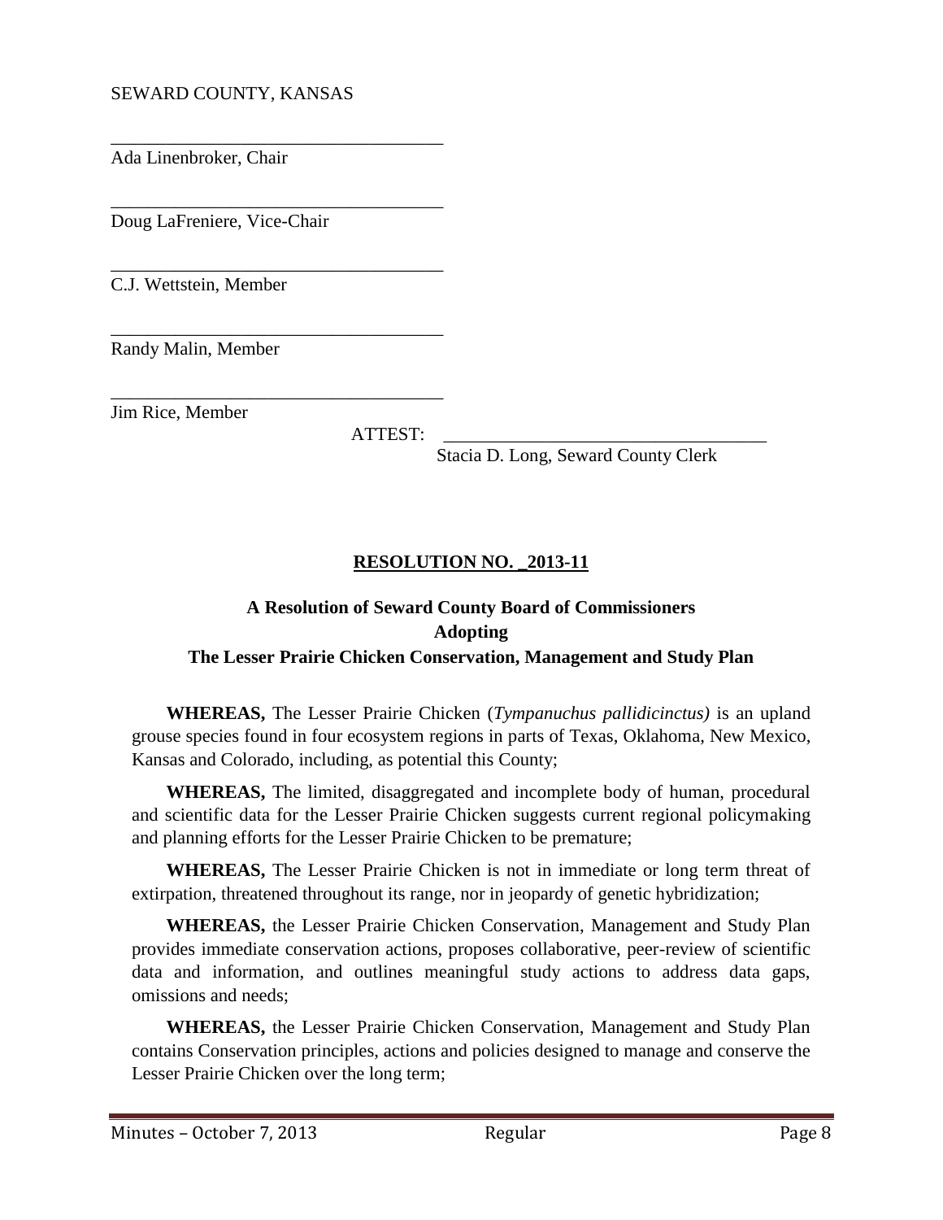SEWARD COUNTY, KANSAS

\_\_\_\_\_\_\_\_\_\_\_\_\_\_\_\_\_\_\_\_\_\_\_\_\_\_\_\_\_\_\_\_\_\_\_\_

Ada Linenbroker, Chair

\_\_\_\_\_\_\_\_\_\_\_\_\_\_\_\_\_\_\_\_\_\_\_\_\_\_\_\_\_\_\_\_\_\_\_\_

Doug LaFreniere, Vice-Chair

\_\_\_\_\_\_\_\_\_\_\_\_\_\_\_\_\_\_\_\_\_\_\_\_\_\_\_\_\_\_\_\_\_\_\_\_

C.J. Wettstein, Member

\_\_\_\_\_\_\_\_\_\_\_\_\_\_\_\_\_\_\_\_\_\_\_\_\_\_\_\_\_\_\_\_\_\_\_\_

Randy Malin, Member

\_\_\_\_\_\_\_\_\_\_\_\_\_\_\_\_\_\_\_\_\_\_\_\_\_\_\_\_\_\_\_\_\_\_\_\_

Jim Rice, Member

ATTEST: \_\_\_\_\_\_\_\_\_\_\_\_\_\_\_\_\_\_\_\_\_\_\_\_\_\_\_\_\_\_\_\_\_\_\_

Stacia D. Long, Seward County Clerk

**RESOLUTION NO. _2013-11**

**A Resolution of Seward County Board of Commissioners**
**Adopting**
**The Lesser Prairie Chicken Conservation, Management and Study Plan**

**WHEREAS,** The Lesser Prairie Chicken (*Tympanuchus pallidicinctus)* is an upland grouse species found in four ecosystem regions in parts of Texas, Oklahoma, New Mexico, Kansas and Colorado, including, as potential this County;

**WHEREAS,** The limited, disaggregated and incomplete body of human, procedural and scientific data for the Lesser Prairie Chicken suggests current regional policymaking and planning efforts for the Lesser Prairie Chicken to be premature;

**WHEREAS,** The Lesser Prairie Chicken is not in immediate or long term threat of extirpation, threatened throughout its range, nor in jeopardy of genetic hybridization;

**WHEREAS,** the Lesser Prairie Chicken Conservation, Management and Study Plan provides immediate conservation actions, proposes collaborative, peer-review of scientific data and information, and outlines meaningful study actions to address data gaps, omissions and needs;

**WHEREAS,** the Lesser Prairie Chicken Conservation, Management and Study Plan contains Conservation principles, actions and policies designed to manage and conserve the Lesser Prairie Chicken over the long term;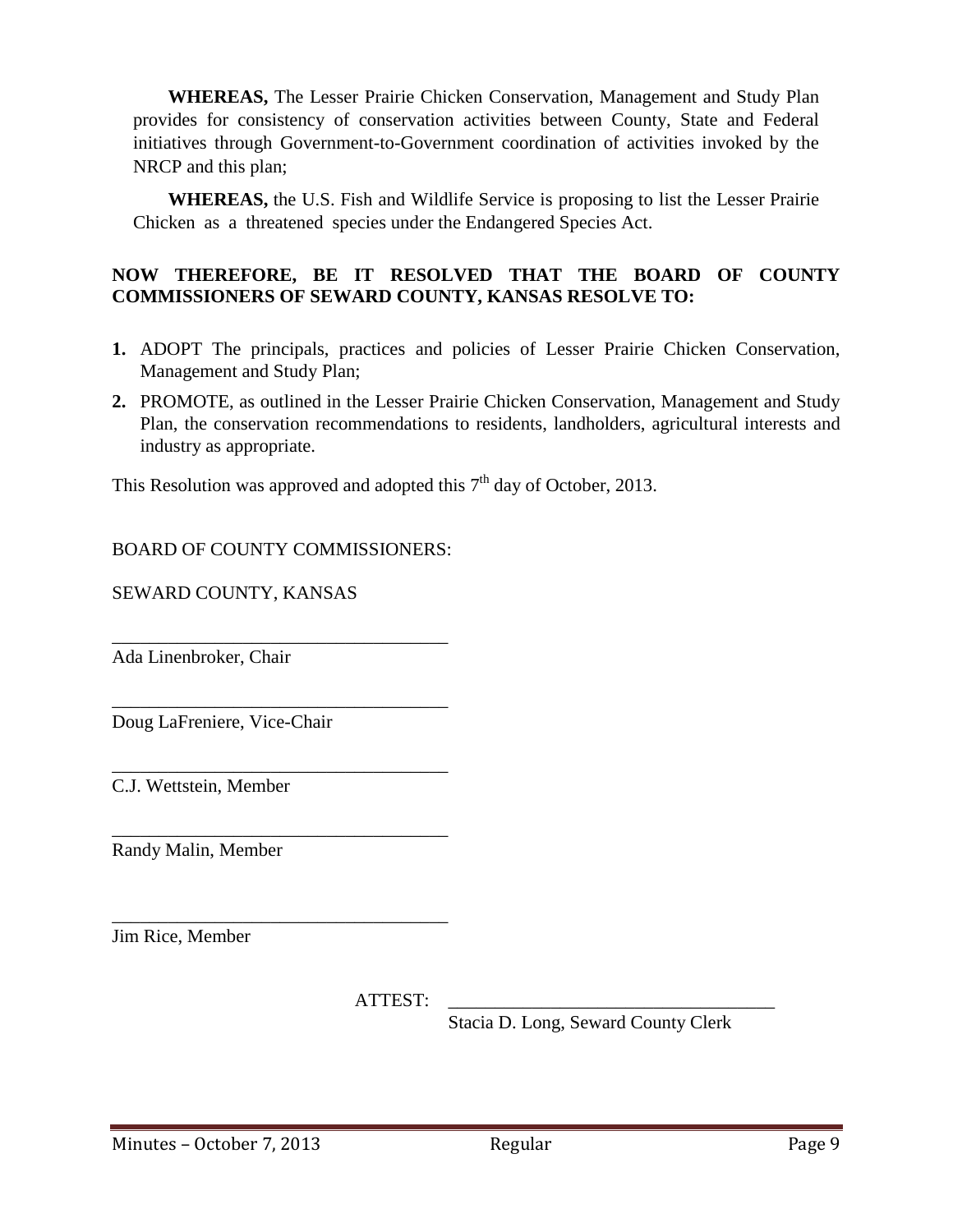**WHEREAS,** The Lesser Prairie Chicken Conservation, Management and Study Plan provides for consistency of conservation activities between County, State and Federal initiatives through Government-to-Government coordination of activities invoked by the NRCP and this plan;

**WHEREAS,** the U.S. Fish and Wildlife Service is proposing to list the Lesser Prairie Chicken as a threatened species under the Endangered Species Act.

**NOW THEREFORE, BE IT RESOLVED THAT THE BOARD OF COUNTY COMMISSIONERS OF SEWARD COUNTY, KANSAS RESOLVE TO:**

1. ADOPT The principals, practices and policies of Lesser Prairie Chicken Conservation, Management and Study Plan;
2. PROMOTE, as outlined in the Lesser Prairie Chicken Conservation, Management and Study Plan, the conservation recommendations to residents, landholders, agricultural interests and industry as appropriate.

This Resolution was approved and adopted this 7th day of October, 2013.

BOARD OF COUNTY COMMISSIONERS:

SEWARD COUNTY, KANSAS

___________________________________
Ada Linenbroker, Chair

___________________________________
Doug LaFreniere, Vice-Chair

___________________________________
C.J. Wettstein, Member

___________________________________
Randy Malin, Member

___________________________________
Jim Rice, Member

ATTEST: ___________________________________
Stacia D. Long, Seward County Clerk